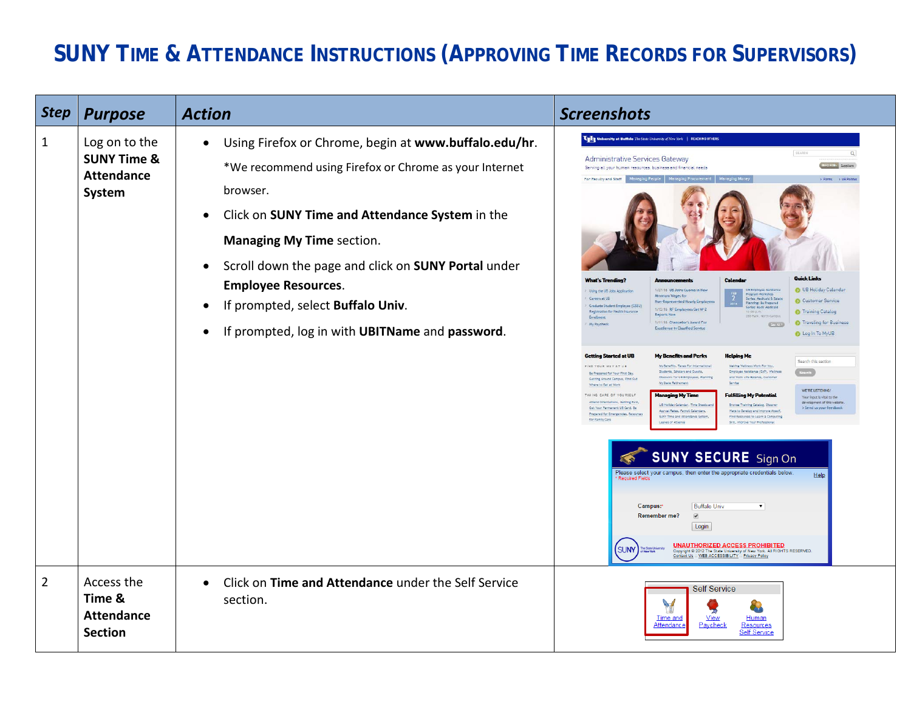# SUNY Time & Attendance Instructions (Approving Time Records for Supervisors)

| Step | Purpose | Action | Screenshots |
|---|---|---|---|
| 1 | Log on to the **SUNY Time & Attendance System** | • Using Firefox or Chrome, begin at **www.buffalo.edu/hr**. *We recommend using Firefox or Chrome as your Internet browser.<br>• Click on **SUNY Time and Attendance System** in the **Managing My Time** section.<br>• Scroll down the page and click on **SUNY Portal** under **Employee Resources**.<br>• If prompted, select **Buffalo Univ**.<br>• If prompted, log in with **UBITName** and **password**. | |
| 2 | Access the **Time & Attendance Section** | • Click on **Time and Attendance** under the Self Service section. | |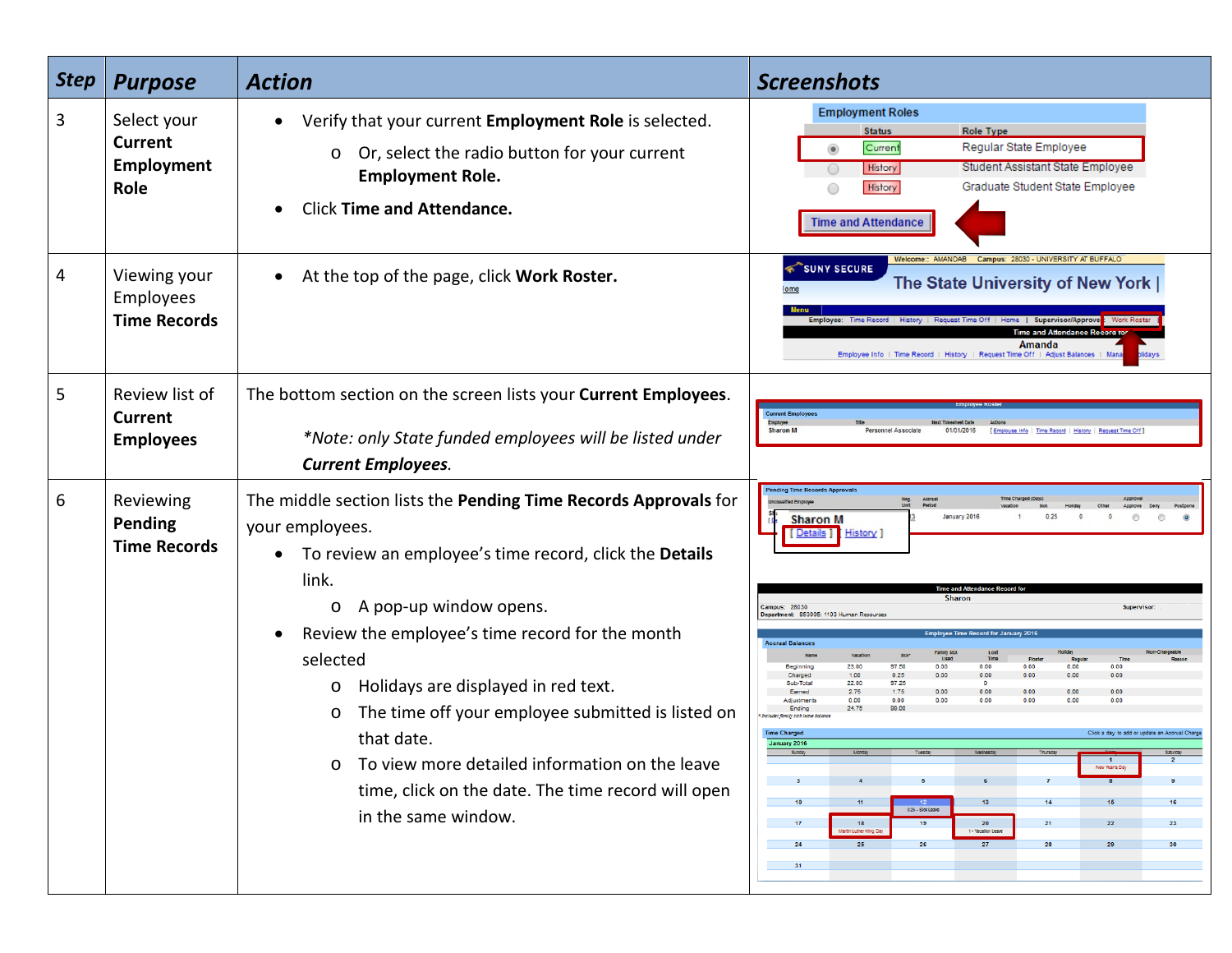| Step | Purpose | Action | Screenshots |
|---|---|---|---|
| 3 | Select your **Current Employment Role** | • Verify that your current **Employment Role** is selected.<br>  o Or, select the radio button for your current **Employment Role.**<br>• Click **Time and Attendance.** | |
| 4 | Viewing your Employees **Time Records** | • At the top of the page, click **Work Roster.** | |
| 5 | Review list of **Current Employees** | The bottom section on the screen lists your **Current Employees**.<br><br>*\*Note: only State funded employees will be listed under **Current Employees**.* | |
| 6 | Reviewing **Pending Time Records** | The middle section lists the **Pending Time Records Approvals** for your employees.<br>• To review an employee's time record, click the **Details** link.<br>  o A pop-up window opens.<br>• Review the employee's time record for the month selected<br>  o Holidays are displayed in red text.<br>  o The time off your employee submitted is listed on that date.<br>  o To view more detailed information on the leave time, click on the date. The time record will open in the same window. | |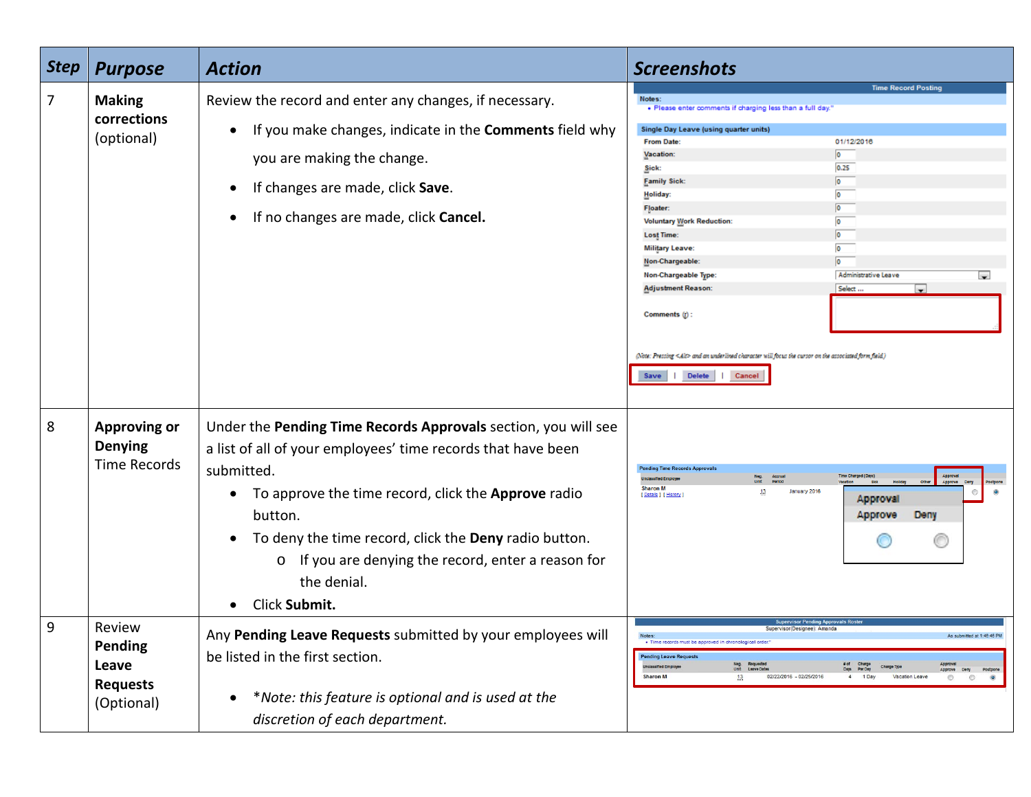| Step | Purpose | Action | Screenshots |
|---|---|---|---|
| 7 | **Making corrections** (optional) | Review the record and enter any changes, if necessary.<br>• If you make changes, indicate in the **Comments** field why you are making the change.<br>• If changes are made, click **Save**.<br>• If no changes are made, click **Cancel.** | |
| 8 | **Approving or Denying** Time Records | Under the **Pending Time Records Approvals** section, you will see a list of all of your employees' time records that have been submitted.<br>• To approve the time record, click the **Approve** radio button.<br>• To deny the time record, click the **Deny** radio button.<br>  o If you are denying the record, enter a reason for the denial.<br>• Click **Submit.** | |
| 9 | Review **Pending Leave Requests** (Optional) | Any **Pending Leave Requests** submitted by your employees will be listed in the first section.<br>• *\*Note: this feature is optional and is used at the discretion of each department.* | |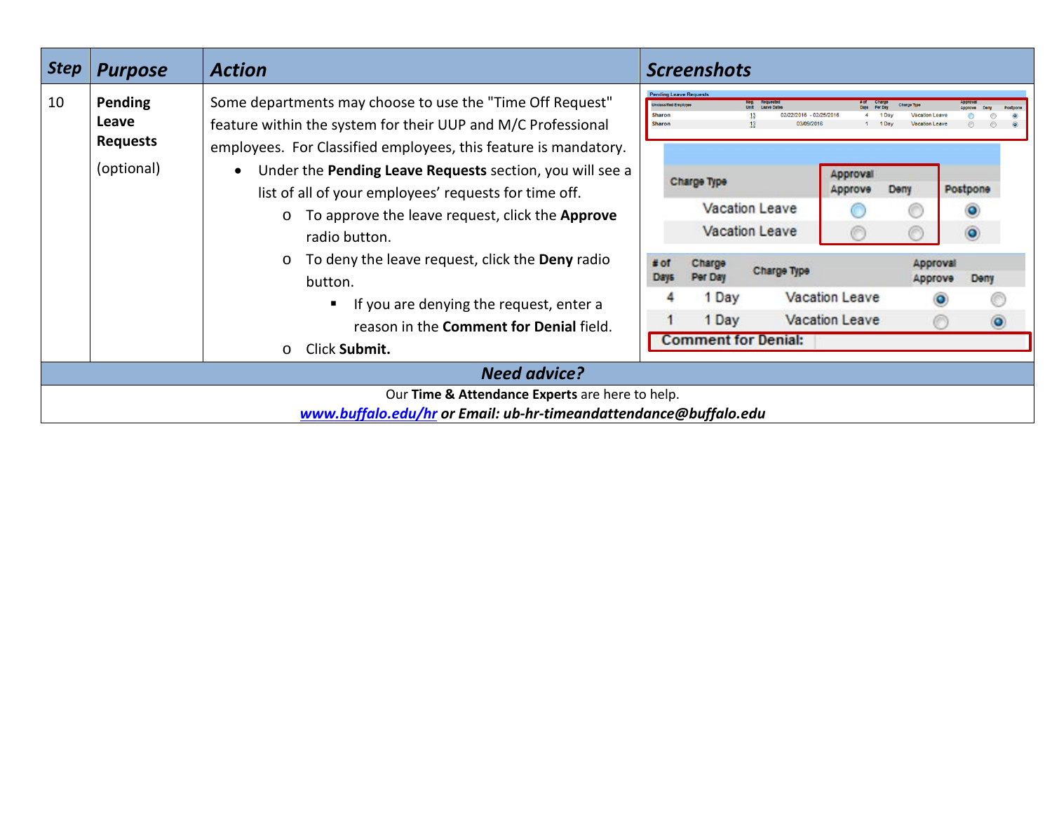| Step | Purpose | Action | Screenshots |
|---|---|---|---|
| 10 | **Pending Leave Requests** (optional) | Some departments may choose to use the "Time Off Request" feature within the system for their UUP and M/C Professional employees. For Classified employees, this feature is mandatory.<br>• Under the **Pending Leave Requests** section, you will see a list of all of your employees' requests for time off.<br>&nbsp;&nbsp;o To approve the leave request, click the **Approve** radio button.<br>&nbsp;&nbsp;o To deny the leave request, click the **Deny** radio button.<br>&nbsp;&nbsp;&nbsp;&nbsp;▪ If you are denying the request, enter a reason in the **Comment for Denial** field.<br>&nbsp;&nbsp;o Click **Submit.** | |

***Need advice?***

Our **Time & Attendance Experts** are here to help.

***[www.buffalo.edu/hr](http://www.buffalo.edu/hr) or Email: ub-hr-timeandattendance@buffalo.edu***